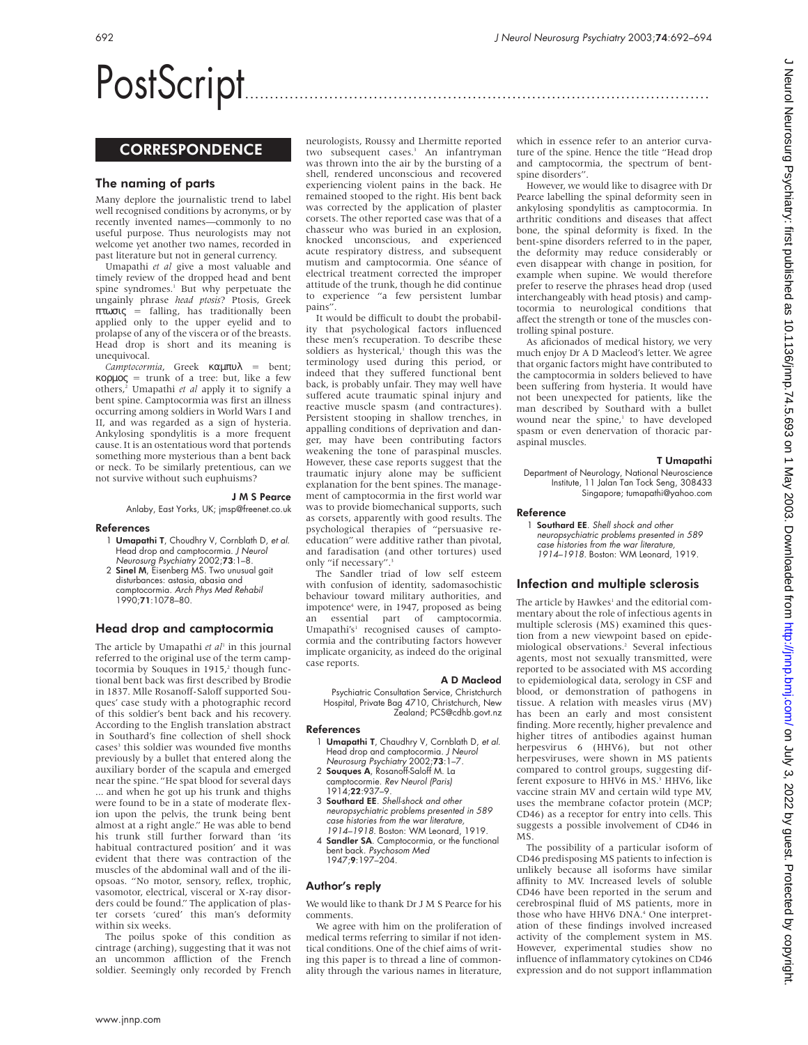# PostScript

## CORRESPONDENCE

### The naming of parts

Many deplore the journalistic trend to label well recognised conditions by acronyms, or by recently invented names—commonly to no useful purpose. Thus neurologists may not welcome yet another two names, recorded in past literature but not in general currency.

Umapathi *et al* give a most valuable and timely review of the dropped head and bent spine syndromes.[1] But why perpetuate the ungainly phrase *head ptosis*? Ptosis, Greek πτωσις = falling, has traditionally been applied only to the upper eyelid and to prolapse of any of the viscera or of the breasts. Head drop is short and its meaning is unequivocal.

*Camptocormia*, Greek καμπυλ = bent; κορμος = trunk of a tree: but, like a few others,[2] Umapathi *et al* apply it to signify a bent spine. Camptocormia was first an illness occurring among soldiers in World Wars I and II, and was regarded as a sign of hysteria. Ankylosing spondylitis is a more frequent cause. It is an ostentatious word that portends something more mysterious than a bent back or neck. To be similarly pretentious, can we not survive without such euphuisms?

**J M S Pearce**

Anlaby, East Yorks, UK; jmsp@freenet.co.uk

#### References

1. **Umapathi T**, Choudhry V, Cornblath D, *et al.* Head drop and camptocormia. *J Neurol Neurosurg Psychiatry* 2002;**73**:1–8.
2. **Sinel M**, Eisenberg MS. Two unusual gait disturbances: astasia, abasia and camptocormia. *Arch Phys Med Rehabil* 1990;**71**:1078–80.

### Head drop and camptocormia

The article by Umapathi *et al*[1] in this journal referred to the original use of the term camptocormia by Souques in 1915,[2] though functional bent back was first described by Brodie in 1837. Mlle Rosanoff-Saloff supported Souques' case study with a photographic record of this soldier's bent back and his recovery. According to the English translation abstract in Southard's fine collection of shell shock cases[3] this soldier was wounded five months previously by a bullet that entered along the auxiliary border of the scapula and emerged near the spine. "He spat blood for several days ... and when he got up his trunk and thighs were found to be in a state of moderate flexion upon the pelvis, the trunk being bent almost at a right angle." He was able to bend his trunk still further forward than 'its habitual contractured position' and it was evident that there was contraction of the muscles of the abdominal wall and of the iliopsoas. "No motor, sensory, reflex, trophic, vasomotor, electrical, visceral or X-ray disorders could be found." The application of plaster corsets 'cured' this man's deformity within six weeks.

The poilus spoke of this condition as cintrage (arching), suggesting that it was not an uncommon affliction of the French soldier. Seemingly only recorded by French neurologists, Roussy and Lhermitte reported two subsequent cases.[3] An infantryman was thrown into the air by the bursting of a shell, rendered unconscious and recovered experiencing violent pains in the back. He remained stooped to the right. His bent back was corrected by the application of plaster corsets. The other reported case was that of a chasseur who was buried in an explosion, knocked unconscious, and experienced acute respiratory distress, and subsequent mutism and camptocormia. One séance of electrical treatment corrected the improper attitude of the trunk, though he did continue to experience "a few persistent lumbar pains".

It would be difficult to doubt the probability that psychological factors influenced these men's recuperation. To describe these soldiers as hysterical,[1] though this was the terminology used during this period, or indeed that they suffered functional bent back, is probably unfair. They may well have suffered acute traumatic spinal injury and reactive muscle spasm (and contractures). Persistent stooping in shallow trenches, in appalling conditions of deprivation and danger, may have been contributing factors weakening the tone of paraspinal muscles. However, these case reports suggest that the traumatic injury alone may be sufficient explanation for the bent spines. The management of camptocormia in the first world war was to provide biomechanical supports, such as corsets, apparently with good results. The psychological therapies of "persuasive re-education" were additive rather than pivotal, and faradisation (and other tortures) used only "if necessary".[3]

The Sandler triad of low self esteem with confusion of identity, sadomasochistic behaviour toward military authorities, and impotence[4] were, in 1947, proposed as being an essential part of camptocormia. Umapathi's[1] recognised causes of camptocormia and the contributing factors however implicate organicity, as indeed do the original case reports.

**A D Macleod**

Psychiatric Consultation Service, Christchurch Hospital, Private Bag 4710, Christchurch, New Zealand; PCS@cdhb.govt.nz

#### References

1. **Umapathi T**, Chaudhry V, Cornblath D, *et al.* Head drop and camptocormia. *J Neurol Neurosurg Psychiatry* 2002;**73**:1–7.
2. **Souques A**, Rosanoff-Saloff M. La camptocormie. *Rev Neurol (Paris)* 1914;**22**:937–9.
3. **Southard EE**. *Shell-shock and other neuropsychiatric problems presented in 589 case histories from the war literature, 1914–1918.* Boston: WM Leonard, 1919.
4. **Sandler SA**. Camptocormia, or the functional bent back. *Psychosom Med* 1947;**9**:197–204.

### Author's reply

We would like to thank Dr J M S Pearce for his comments.

We agree with him on the proliferation of medical terms referring to similar if not identical conditions. One of the chief aims of writing this paper is to thread a line of commonality through the various names in literature, which in essence refer to an anterior curvature of the spine. Hence the title "Head drop and camptocormia, the spectrum of bent-spine disorders".

However, we would like to disagree with Dr Pearce labelling the spinal deformity seen in ankylosing spondylitis as camptocormia. In arthritic conditions and diseases that affect bone, the spinal deformity is fixed. In the bent-spine disorders referred to in the paper, the deformity may reduce considerably or even disappear with change in position, for example when supine. We would therefore prefer to reserve the phrases head drop (used interchangeably with head ptosis) and camptocormia to neurological conditions that affect the strength or tone of the muscles controlling spinal posture.

As aficionados of medical history, we very much enjoy Dr A D Macleod's letter. We agree that organic factors might have contributed to the camptocormia in solders believed to have been suffering from hysteria. It would have not been unexpected for patients, like the man described by Southard with a bullet wound near the spine,[1] to have developed spasm or even denervation of thoracic paraspinal muscles.

**T Umapathi**

Department of Neurology, National Neuroscience Institute, 11 Jalan Tan Tock Seng, 308433 Singapore; tumapathi@yahoo.com

#### Reference

1. **Southard EE**. *Shell shock and other neuropsychiatric problems presented in 589 case histories from the war literature, 1914–1918.* Boston: WM Leonard, 1919.

### Infection and multiple sclerosis

The article by Hawkes[1] and the editorial commentary about the role of infectious agents in multiple sclerosis (MS) examined this question from a new viewpoint based on epidemiological observations.[2] Several infectious agents, most not sexually transmitted, were reported to be associated with MS according to epidemiological data, serology in CSF and blood, or demonstration of pathogens in tissue. A relation with measles virus (MV) has been an early and most consistent finding. More recently, higher prevalence and higher titres of antibodies against human herpesvirus 6 (HHV6), but not other herpesviruses, were shown in MS patients compared to control groups, suggesting different exposure to HHV6 in MS.[3] HHV6, like vaccine strain MV and certain wild type MV, uses the membrane cofactor protein (MCP; CD46) as a receptor for entry into cells. This suggests a possible involvement of CD46 in MS.

The possibility of a particular isoform of CD46 predisposing MS patients to infection is unlikely because all isoforms have similar affinity to MV. Increased levels of soluble CD46 have been reported in the serum and cerebrospinal fluid of MS patients, more in those who have HHV6 DNA.[4] One interpretation of these findings involved increased activity of the complement system in MS. However, experimental studies show no influence of inflammatory cytokines on CD46 expression and do not support inflammation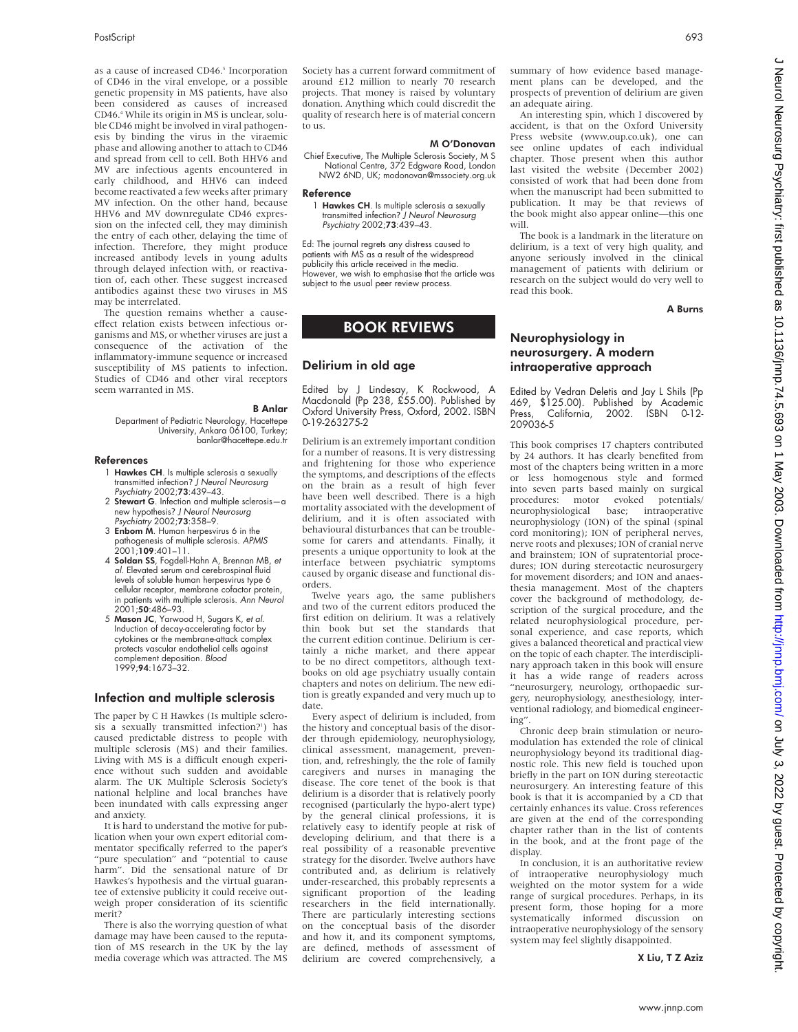as a cause of increased CD46.[5] Incorporation of CD46 in the viral envelope, or a possible genetic propensity in MS patients, have also been considered as causes of increased CD46.[4] While its origin in MS is unclear, soluble CD46 might be involved in viral pathogenesis by binding the virus in the viraemic phase and allowing another to attach to CD46 and spread from cell to cell. Both HHV6 and MV are infectious agents encountered in early childhood, and HHV6 can indeed become reactivated a few weeks after primary MV infection. On the other hand, because HHV6 and MV downregulate CD46 expression on the infected cell, they may diminish the entry of each other, delaying the time of infection. Therefore, they might produce increased antibody levels in young adults through delayed infection with, or reactivation of, each other. These suggest increased antibodies against these two viruses in MS may be interrelated.

The question remains whether a cause-effect relation exists between infectious organisms and MS, or whether viruses are just a consequence of the activation of the inflammatory-immune sequence or increased susceptibility of MS patients to infection. Studies of CD46 and other viral receptors seem warranted in MS.

**B Anlar**

Department of Pediatric Neurology, Hacettepe University, Ankara 06100, Turkey; banlar@hacettepe.edu.tr

#### References

1. **Hawkes CH**. Is multiple sclerosis a sexually transmitted infection? *J Neurol Neurosurg Psychiatry* 2002;**73**:439–43.
2. **Stewart G**. Infection and multiple sclerosis—a new hypothesis? *J Neurol Neurosurg Psychiatry* 2002;**73**:358–9.
3. **Enbom M**. Human herpesvirus 6 in the pathogenesis of multiple sclerosis. *APMIS* 2001;**109**:401–11.
4. **Soldan SS**, Fogdell-Hahn A, Brennan MB, *et al*. Elevated serum and cerebrospinal fluid levels of soluble human herpesvirus type 6 cellular receptor, membrane cofactor protein, in patients with multiple sclerosis. *Ann Neurol* 2001;**50**:486–93.
5. **Mason JC**, Yarwood H, Sugars K, *et al*. Induction of decay-accelerating factor by cytokines or the membrane-attack complex protects vascular endothelial cells against complement deposition. *Blood* 1999;**94**:1673–32.

## Infection and multiple sclerosis

The paper by C H Hawkes (Is multiple sclerosis a sexually transmitted infection?[1]) has caused predictable distress to people with multiple sclerosis (MS) and their families. Living with MS is a difficult enough experience without such sudden and avoidable alarm. The UK Multiple Sclerosis Society's national helpline and local branches have been inundated with calls expressing anger and anxiety.

It is hard to understand the motive for publication when your own expert editorial commentator specifically referred to the paper's "pure speculation" and "potential to cause harm". Did the sensational nature of Dr Hawkes's hypothesis and the virtual guarantee of extensive publicity it could receive outweigh proper consideration of its scientific merit?

There is also the worrying question of what damage may have been caused to the reputation of MS research in the UK by the lay media coverage which was attracted. The MS Society has a current forward commitment of around £12 million to nearly 70 research projects. That money is raised by voluntary donation. Anything which could discredit the quality of research here is of material concern to us.

**M O'Donovan**

Chief Executive, The Multiple Sclerosis Society, M S National Centre, 372 Edgware Road, London NW2 6ND, UK; modonovan@mssociety.org.uk

#### Reference

1. **Hawkes CH**. Is multiple sclerosis a sexually transmitted infection? *J Neurol Neurosurg Psychiatry* 2002;**73**:439–43.

Ed: The journal regrets any distress caused to patients with MS as a result of the widespread publicity this article received in the media. However, we wish to emphasise that the article was subject to the usual peer review process.

# BOOK REVIEWS

## Delirium in old age

Edited by J Lindesay, K Rockwood, A Macdonald (Pp 238, £55.00). Published by Oxford University Press, Oxford, 2002. ISBN 0-19-263275-2

Delirium is an extremely important condition for a number of reasons. It is very distressing and frightening for those who experience the symptoms, and descriptions of the effects on the brain as a result of high fever have been well described. There is a high mortality associated with the development of delirium, and it is often associated with behavioural disturbances that can be troublesome for carers and attendants. Finally, it presents a unique opportunity to look at the interface between psychiatric symptoms caused by organic disease and functional disorders.

Twelve years ago, the same publishers and two of the current editors produced the first edition on delirium. It was a relatively thin book but set the standards that the current edition continue. Delirium is certainly a niche market, and there appear to be no direct competitors, although textbooks on old age psychiatry usually contain chapters and notes on delirium. The new edition is greatly expanded and very much up to date.

Every aspect of delirium is included, from the history and conceptual basis of the disorder through epidemiology, neurophysiology, clinical assessment, management, prevention, and, refreshingly, the the role of family caregivers and nurses in managing the disease. The core tenet of the book is that delirium is a disorder that is relatively poorly recognised (particularly the hypo-alert type) by the general clinical professions, it is relatively easy to identify people at risk of developing delirium, and that there is a real possibility of a reasonable preventive strategy for the disorder. Twelve authors have contributed and, as delirium is relatively under-researched, this probably represents a significant proportion of the leading researchers in the field internationally. There are particularly interesting sections on the conceptual basis of the disorder and how it, and its component symptoms, are defined, methods of assessment of delirium are covered comprehensively, a summary of how evidence based management plans can be developed, and the prospects of prevention of delirium are given an adequate airing.

An interesting spin, which I discovered by accident, is that on the Oxford University Press website (www.oup.co.uk), one can see online updates of each individual chapter. Those present when this author last visited the website (December 2002) consisted of work that had been done from when the manuscript had been submitted to publication. It may be that reviews of the book might also appear online—this one will.

The book is a landmark in the literature on delirium, is a text of very high quality, and anyone seriously involved in the clinical management of patients with delirium or research on the subject would do very well to read this book.

**A Burns**

## Neurophysiology in neurosurgery. A modern intraoperative approach

Edited by Vedran Deletis and Jay L Shils (Pp 469, $125.00). Published by Academic Press, California, 2002. ISBN 0-12-209036-5

This book comprises 17 chapters contributed by 24 authors. It has clearly benefited from most of the chapters being written in a more or less homogenous style and formed into seven parts based mainly on surgical procedures: motor evoked potentials/neurophysiological base; intraoperative neurophysiology (ION) of the spinal (spinal cord monitoring); ION of peripheral nerves, nerve roots and plexuses; ION of cranial nerve and brainstem; ION of supratentorial procedures; ION during stereotactic neurosurgery for movement disorders; and ION and anaesthesia management. Most of the chapters cover the background of methodology, description of the surgical procedure, and the related neurophysiological procedure, personal experience, and case reports, which gives a balanced theoretical and practical view on the topic of each chapter. The interdisciplinary approach taken in this book will ensure it has a wide range of readers across "neurosurgery, neurology, orthopaedic surgery, neurophysiology, anesthesiology, interventional radiology, and biomedical engineering".

Chronic deep brain stimulation or neuromodulation has extended the role of clinical neurophysiology beyond its traditional diagnostic role. This new field is touched upon briefly in the part on ION during stereotactic neurosurgery. An interesting feature of this book is that it is accompanied by a CD that certainly enhances its value. Cross references are given at the end of the corresponding chapter rather than in the list of contents in the book, and at the front page of the display.

In conclusion, it is an authoritative review of intraoperative neurophysiology much weighted on the motor system for a wide range of surgical procedures. Perhaps, in its present form, those hoping for a more systematically informed discussion on intraoperative neurophysiology of the sensory system may feel slightly disappointed.

**X Liu, T Z Aziz**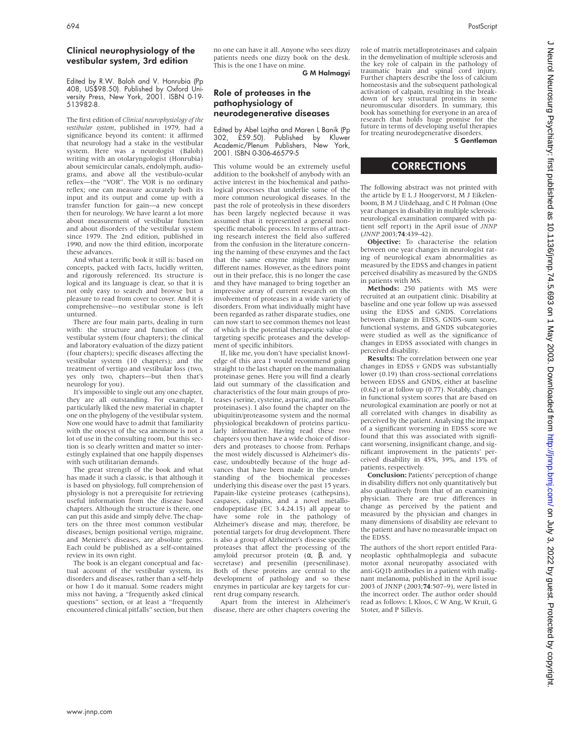## Clinical neurophysiology of the vestibular system, 3rd edition

Edited by R.W. Baloh and V. Honrubia (Pp 408, US$98.50). Published by Oxford University Press, New York, 2001. ISBN 0-19-513982-8.

The first edition of *Clinical neurophysiology of the vestibular system*, published in 1979, had a significance beyond its content: it affirmed that neurology had a stake in the vestibular system. Here was a neurologist (Baloh) writing with an otolaryngologist (Honrubia) about semicircular canals, endolymph, audiograms, and above all the vestibulo-ocular reflex—the "VOR". The VOR is no ordinary reflex; one can measure accurately both its input and its output and come up with a transfer function for gain—a new concept then for neurology. We have learnt a lot more about measurement of vestibular function and about disorders of the vestibular system since 1979. The 2nd edition, published in 1990, and now the third edition, incorporate these advances.

And what a terrific book it still is: based on concepts, packed with facts, lucidly written, and rigorously referenced. Its structure is logical and its language is clear, so that it is not only easy to search and browse but a pleasure to read from cover to cover. And it is comprehensive—no vestibular stone is left unturned.

There are four main parts, dealing in turn with: the structure and function of the vestibular system (four chapters); the clinical and laboratory evaluation of the dizzy patient (four chapters); specific diseases affecting the vestibular system (10 chapters); and the treatment of vertigo and vestibular loss (two, yes only two, chapters—but then that's neurology for you).

It's impossible to single out any one chapter, they are all outstanding. For example, I particularly liked the new material in chapter one on the phylogeny of the vestibular system. Now one would have to admit that familiarity with the otocyst of the sea anemone is not a lot of use in the consulting room, but this section is so clearly written and matter so interestingly explained that one happily dispenses with such utilitarian demands.

The great strength of the book and what has made it such a classic, is that although it is based on physiology, full comprehension of physiology is not a prerequisite for retrieving useful information from the disease based chapters. Although the structure is there, one can put this aside and simply delve. The chapters on the three most common vestibular diseases, benign positional vertigo, migraine, and Meniere's diseases, are absolute gems. Each could be published as a self-contained review in its own right.

The book is an elegant conceptual and factual account of the vestibular system, its disorders and diseases, rather than a self-help or how I do it manual. Some readers might miss not having, a "frequently asked clinical questions" section, or at least a "frequently encountered clinical pitfalls" section, but then no one can have it all. Anyone who sees dizzy patients needs one dizzy book on the desk. This is the one I have on mine.

**G M Halmagyi**

## Role of proteases in the pathophysiology of neurodegenerative diseases

Edited by Abel Lajtha and Maren L Banik (Pp 302, £59.50). Published by Kluwer Academic/Plenum Publishers, New York, 2001. ISBN 0-306-46579-5

This volume would be an extremely useful addition to the bookshelf of anybody with an active interest in the biochemical and pathological processes that underlie some of the more common neurological diseases. In the past the role of proteolysis in these disorders has been largely neglected because it was assumed that it represented a general non-specific metabolic process. In terms of attracting research interest the field also suffered from the confusion in the literature concerning the naming of these enzymes and the fact that the same enzyme might have many different names. However, as the editors point out in their preface, this is no longer the case and they have managed to bring together an impressive array of current research on the involvement of proteases in a wide variety of disorders. From what individually might have been regarded as rather disparate studies, one can now start to see common themes not least of which is the potential therapeutic value of targeting specific proteases and the development of specific inhibitors.

If, like me, you don't have specialist knowledge of this area I would recommend going straight to the last chapter on the mammalian proteinase genes. Here you will find a clearly laid out summary of the classification and characteristics of the four main groups of proteases (serine, cysteine, aspartic, and metalloproteinases). I also found the chapter on the ubiquitin/proteasome system and the normal physiological breakdown of proteins particularly informative. Having read these two chapters you then have a wide choice of disorders and proteases to choose from. Perhaps the most widely discussed is Alzheimer's disease, undoubtedly because of the huge advances that have been made in the understanding of the biochemical processes underlying this disease over the past 15 years. Papain-like cysteine proteases (cathepsins), caspases, calpains, and a novel metalloendopeptidase (EC 3.4.24.15) all appear to have some role in the pathology of Alzheimer's disease and may, therefore, be potential targets for drug development. There is also a group of Alzheimer's disease specific proteases that affect the processing of the amyloid precursor protein (α, β, and, γ secretase) and presenilin (presenilinase). Both of these proteins are central to the development of pathology and so these enzymes in particular are key targets for current drug company research.

Apart from the interest in Alzheimer's disease, there are other chapters covering the role of matrix metalloproteinases and calpain in the demyelination of multiple sclerosis and the key role of calpain in the pathology of traumatic brain and spinal cord injury. Further chapters describe the loss of calcium homeostasis and the subsequent pathological activation of calpain, resulting in the breakdown of key structural proteins in some neuromuscular disorders. In summary, this book has something for everyone in an area of research that holds huge promise for the future in terms of developing useful therapies for treating neurodegenerative disorders.

**S Gentleman**

# CORRECTIONS

The following abstract was not printed with the article by E L J Hoogervorst, M J Eikelenboom, B M J Uitdehaag, and C H Polman (One year changes in disability in multiple sclerosis: neurological examination compared with patient self report) in the April issue of *JNNP* (*JNNP* 2003;**74**:439–42).

**Objective:** To characterise the relation between one year changes in neurologist rating of neurological exam abnormalities as measured by the EDSS and changes in patient perceived disability as measured by the GNDS in patients with MS.

**Methods:** 250 patients with MS were recruited at an outpatient clinic. Disability at baseline and one year follow up was assessed using the EDSS and GNDS. Correlations between change in EDSS, GNDS-sum score, functional systems, and GNDS subcategories were studied as well as the significance of changes in EDSS associated with changes in perceived disability.

**Results:** The correlation between one year changes in EDSS *v* GNDS was substantially lower (0.19) than cross-sectional correlations between EDSS and GNDS, either at baseline (0.62) or at follow up (0.77). Notably, changes in functional system scores that are based on neurological examination are poorly or not at all correlated with changes in disability as perceived by the patient. Analysing the impact of a significant worsening in EDSS score we found that this was associated with significant worsening, insignificant change, and significant improvement in the patients' perceived disability in 45%, 39%, and 15% of patients, respectively.

**Conclusion:** Patients' perception of change in disability differs not only quantitatively but also qualitatively from that of an examining physician. There are true differences in change as perceived by the patient and measured by the physician and changes in many dimensions of disability are relevant to the patient and have no measurable impact on the EDSS.

The authors of the short report entitled Paraneoplastic ophthalmoplegia and subacute motor axonal neuropathy associated with anti-GQ1b antibodies in a patient with malignant melanoma, published in the April issue 2003 of JNNP (2003;**74**:507–9), were listed in the incorrect order. The author order should read as follows: L Kloos, C W Ang, W Kruit, G Stoter, and P Sillevis.